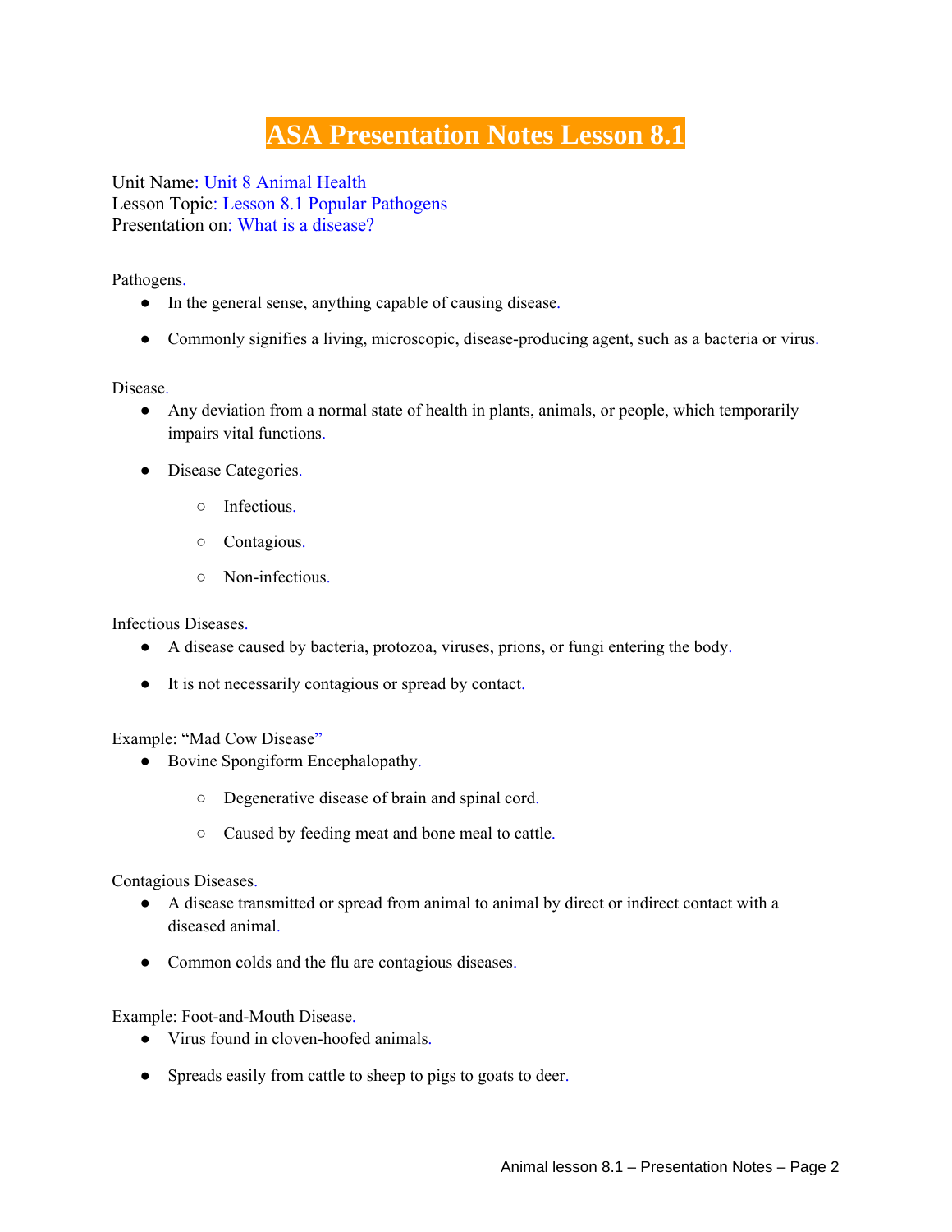# ASA Presentation Notes Lesson 8.1

Unit Name: Unit 8 Animal Health
Lesson Topic: Lesson 8.1 Popular Pathogens
Presentation on: What is a disease?

Pathogens.

- In the general sense, anything capable of causing disease.
- Commonly signifies a living, microscopic, disease-producing agent, such as a bacteria or virus.

Disease.

- Any deviation from a normal state of health in plants, animals, or people, which temporarily impairs vital functions.
- Disease Categories.
  - Infectious.
  - Contagious.
  - Non-infectious.

Infectious Diseases.

- A disease caused by bacteria, protozoa, viruses, prions, or fungi entering the body.
- It is not necessarily contagious or spread by contact.

Example: "Mad Cow Disease"

- Bovine Spongiform Encephalopathy.
  - Degenerative disease of brain and spinal cord.
  - Caused by feeding meat and bone meal to cattle.

Contagious Diseases.

- A disease transmitted or spread from animal to animal by direct or indirect contact with a diseased animal.
- Common colds and the flu are contagious diseases.

Example: Foot-and-Mouth Disease.

- Virus found in cloven-hoofed animals.
- Spreads easily from cattle to sheep to pigs to goats to deer.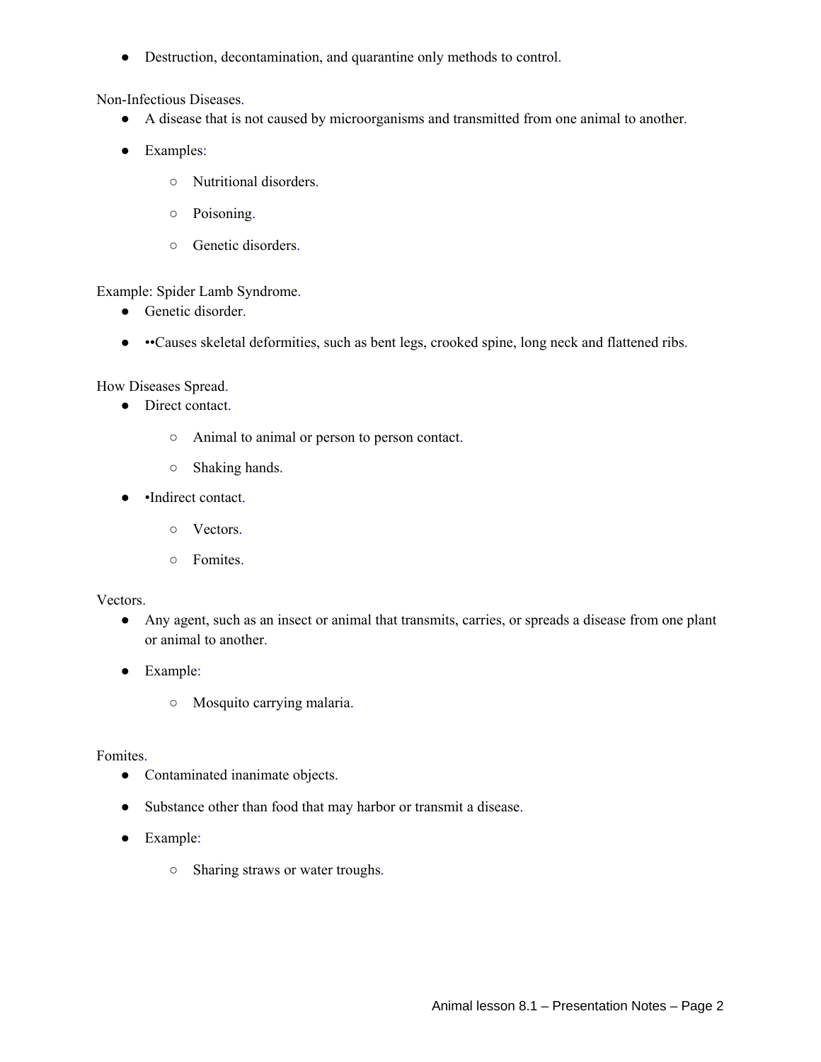- Destruction, decontamination, and quarantine only methods to control.

Non-Infectious Diseases.

- A disease that is not caused by microorganisms and transmitted from one animal to another.
- Examples:
  - Nutritional disorders.
  - Poisoning.
  - Genetic disorders.

Example: Spider Lamb Syndrome.

- Genetic disorder.
- ••Causes skeletal deformities, such as bent legs, crooked spine, long neck and flattened ribs.

How Diseases Spread.

- Direct contact.
  - Animal to animal or person to person contact.
  - Shaking hands.
- •Indirect contact.
  - Vectors.
  - Fomites.

Vectors.

- Any agent, such as an insect or animal that transmits, carries, or spreads a disease from one plant or animal to another.
- Example:
  - Mosquito carrying malaria.

Fomites.

- Contaminated inanimate objects.
- Substance other than food that may harbor or transmit a disease.
- Example:
  - Sharing straws or water troughs.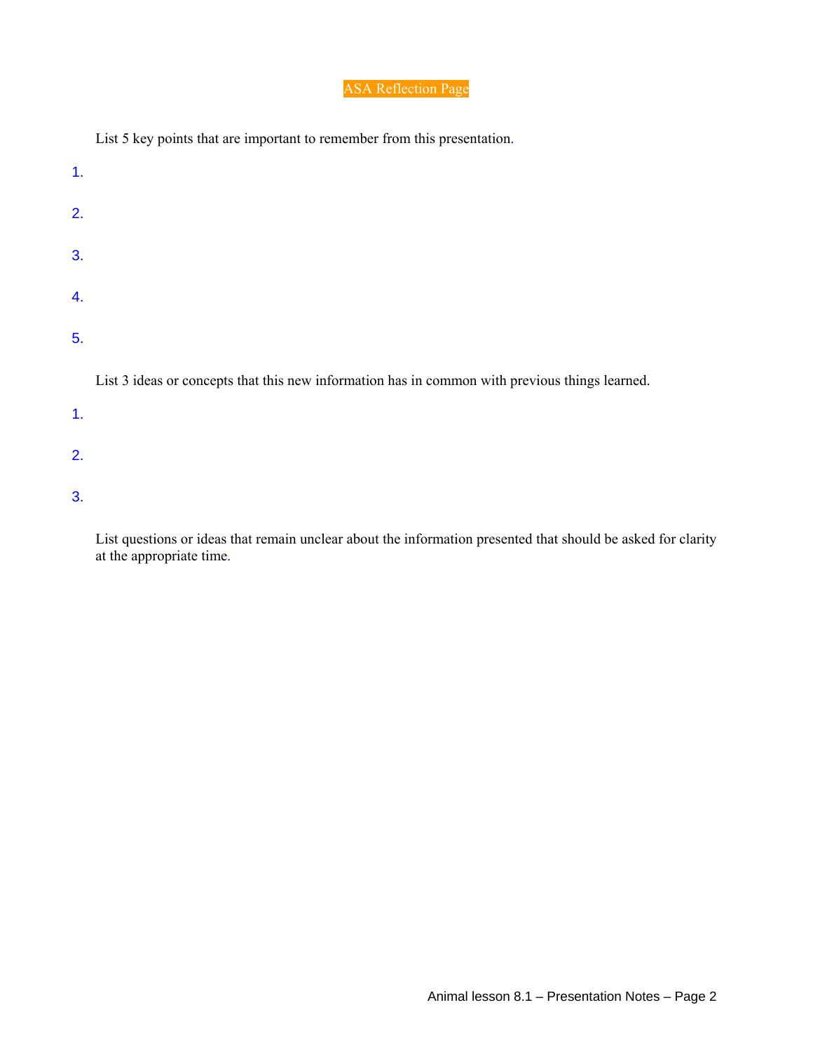## ASA Reflection Page

List 5 key points that are important to remember from this presentation.

1.

2.

3.

4.

5.

List 3 ideas or concepts that this new information has in common with previous things learned.

1.

2.

3.

List questions or ideas that remain unclear about the information presented that should be asked for clarity at the appropriate time.